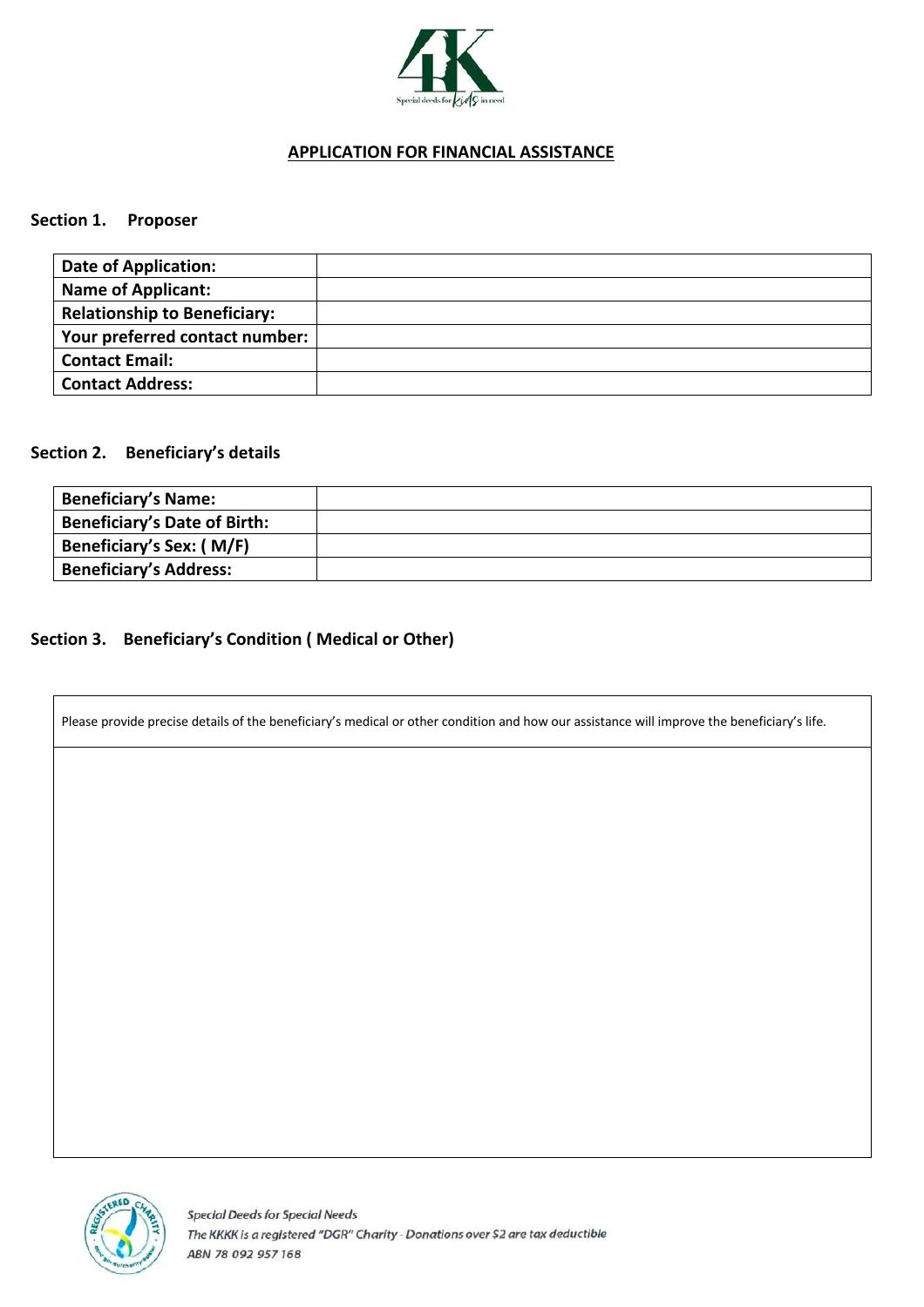# APPLICATION FOR FINANCIAL ASSISTANCE

## Section 1. Proposer

| | |
|---|---|
| **Date of Application:** | |
| **Name of Applicant:** | |
| **Relationship to Beneficiary:** | |
| **Your preferred contact number:** | |
| **Contact Email:** | |
| **Contact Address:** | |

## Section 2. Beneficiary's details

| | |
|---|---|
| **Beneficiary's Name:** | |
| **Beneficiary's Date of Birth:** | |
| **Beneficiary's Sex: ( M/F)** | |
| **Beneficiary's Address:** | |

## Section 3. Beneficiary's Condition ( Medical or Other)

| Please provide precise details of the beneficiary's medical or other condition and how our assistance will improve the beneficiary's life. |
|---|
| |

*Special Deeds for Special Needs*

*The KKKK is a registered "DGR" Charity - Donations over $2 are tax deductible*

*ABN 78 092 957 168*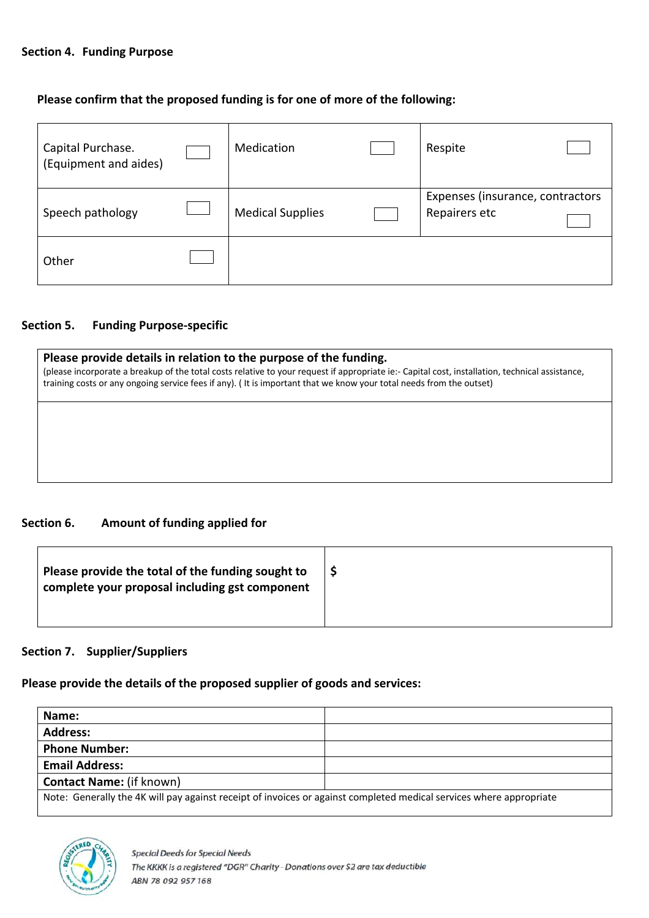### Section 4. Funding Purpose

**Please confirm that the proposed funding is for one of more of the following:**

| | | |
|---|---|---|
| Capital Purchase. (Equipment and aides) ☐ | Medication ☐ | Respite ☐ |
| Speech pathology ☐ | Medical Supplies ☐ | Expenses (insurance, contractors Repairers etc ☐ |
| Other ☐ | | |

### Section 5. Funding Purpose-specific

| **Please provide details in relation to the purpose of the funding.** (please incorporate a breakup of the total costs relative to your request if appropriate ie:- Capital cost, installation, technical assistance, training costs or any ongoing service fees if any). ( It is important that we know your total needs from the outset) |
|---|
| |

### Section 6. Amount of funding applied for

| **Please provide the total of the funding sought to complete your proposal including gst component** | **$** |
|---|---|

### Section 7. Supplier/Suppliers

**Please provide the details of the proposed supplier of goods and services:**

| | |
|---|---|
| **Name:** | |
| **Address:** | |
| **Phone Number:** | |
| **Email Address:** | |
| **Contact Name:** (if known) | |
| Note: Generally the 4K will pay against receipt of invoices or against completed medical services where appropriate | |

*Special Deeds for Special Needs*
*The KKKK is a registered "DGR" Charity - Donations over $2 are tax deductible*
*ABN 78 092 957 168*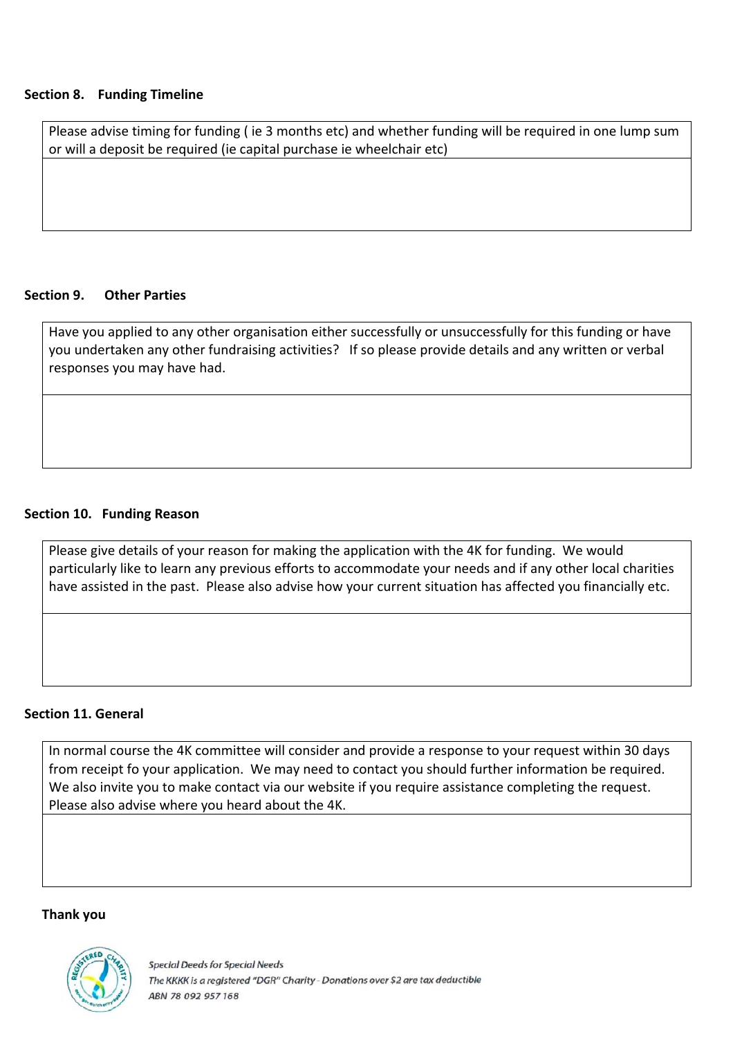**Section 8. Funding Timeline**

| Please advise timing for funding ( ie 3 months etc) and whether funding will be required in one lump sum or will a deposit be required (ie capital purchase ie wheelchair etc) |
|---|
| |

**Section 9. Other Parties**

| Have you applied to any other organisation either successfully or unsuccessfully for this funding or have you undertaken any other fundraising activities? If so please provide details and any written or verbal responses you may have had. |
|---|
| |

**Section 10. Funding Reason**

| Please give details of your reason for making the application with the 4K for funding. We would particularly like to learn any previous efforts to accommodate your needs and if any other local charities have assisted in the past. Please also advise how your current situation has affected you financially etc. |
|---|
| |

**Section 11. General**

| In normal course the 4K committee will consider and provide a response to your request within 30 days from receipt fo your application. We may need to contact you should further information be required. We also invite you to make contact via our website if you require assistance completing the request. Please also advise where you heard about the 4K. |
|---|
| |

**Thank you**

*Special Deeds for Special Needs*
*The KKKK is a registered "DGR" Charity - Donations over $2 are tax deductible*
*ABN 78 092 957 168*